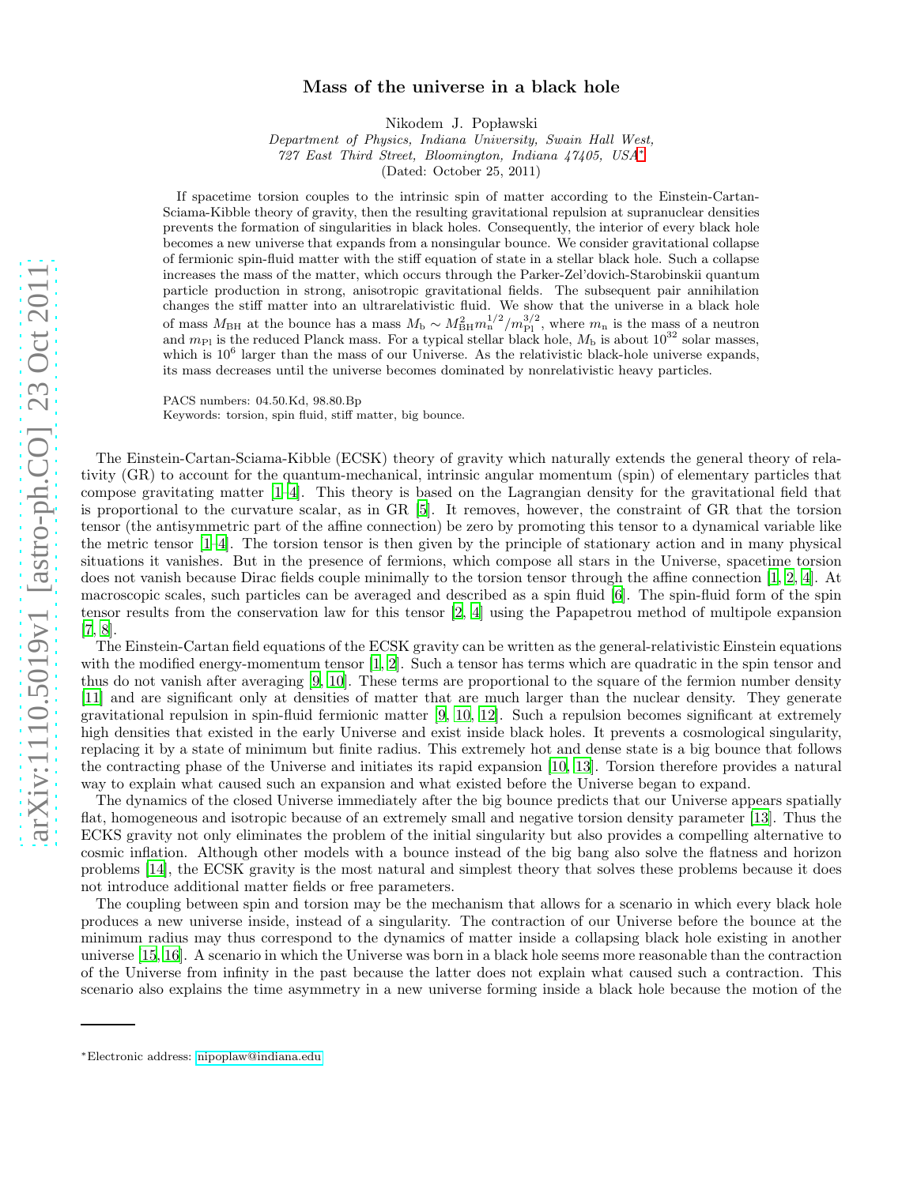# Mass of the universe in a black hole

Nikodem J. Popławski

*Department of Physics, Indiana University, Swain Hall West,*
*727 East Third Street, Bloomington, Indiana 47405, USA**

(Dated: October 25, 2011)

If spacetime torsion couples to the intrinsic spin of matter according to the Einstein-Cartan-Sciama-Kibble theory of gravity, then the resulting gravitational repulsion at supranuclear densities prevents the formation of singularities in black holes. Consequently, the interior of every black hole becomes a new universe that expands from a nonsingular bounce. We consider gravitational collapse of fermionic spin-fluid matter with the stiff equation of state in a stellar black hole. Such a collapse increases the mass of the matter, which occurs through the Parker-Zel'dovich-Starobinskii quantum particle production in strong, anisotropic gravitational fields. The subsequent pair annihilation changes the stiff matter into an ultrarelativistic fluid. We show that the universe in a black hole of mass $M_{\rm BH}$ at the bounce has a mass $M_{\rm b} \sim M_{\rm BH}^2 m_{\rm n}^{1/2}/m_{\rm Pl}^{3/2}$, where $m_{\rm n}$ is the mass of a neutron and $m_{\rm Pl}$ is the reduced Planck mass. For a typical stellar black hole, $M_{\rm b}$ is about $10^{32}$ solar masses, which is $10^6$ larger than the mass of our Universe. As the relativistic black-hole universe expands, its mass decreases until the universe becomes dominated by nonrelativistic heavy particles.

PACS numbers: 04.50.Kd, 98.80.Bp

Keywords: torsion, spin fluid, stiff matter, big bounce.

The Einstein-Cartan-Sciama-Kibble (ECSK) theory of gravity which naturally extends the general theory of relativity (GR) to account for the quantum-mechanical, intrinsic angular momentum (spin) of elementary particles that compose gravitating matter [1–4]. This theory is based on the Lagrangian density for the gravitational field that is proportional to the curvature scalar, as in GR [5]. It removes, however, the constraint of GR that the torsion tensor (the antisymmetric part of the affine connection) be zero by promoting this tensor to a dynamical variable like the metric tensor [1–4]. The torsion tensor is then given by the principle of stationary action and in many physical situations it vanishes. But in the presence of fermions, which compose all stars in the Universe, spacetime torsion does not vanish because Dirac fields couple minimally to the torsion tensor through the affine connection [1, 2, 4]. At macroscopic scales, such particles can be averaged and described as a spin fluid [6]. The spin-fluid form of the spin tensor results from the conservation law for this tensor [2, 4] using the Papapetrou method of multipole expansion [7, 8].

The Einstein-Cartan field equations of the ECSK gravity can be written as the general-relativistic Einstein equations with the modified energy-momentum tensor [1, 2]. Such a tensor has terms which are quadratic in the spin tensor and thus do not vanish after averaging [9, 10]. These terms are proportional to the square of the fermion number density [11] and are significant only at densities of matter that are much larger than the nuclear density. They generate gravitational repulsion in spin-fluid fermionic matter [9, 10, 12]. Such a repulsion becomes significant at extremely high densities that existed in the early Universe and exist inside black holes. It prevents a cosmological singularity, replacing it by a state of minimum but finite radius. This extremely hot and dense state is a big bounce that follows the contracting phase of the Universe and initiates its rapid expansion [10, 13]. Torsion therefore provides a natural way to explain what caused such an expansion and what existed before the Universe began to expand.

The dynamics of the closed Universe immediately after the big bounce predicts that our Universe appears spatially flat, homogeneous and isotropic because of an extremely small and negative torsion density parameter [13]. Thus the ECKS gravity not only eliminates the problem of the initial singularity but also provides a compelling alternative to cosmic inflation. Although other models with a bounce instead of the big bang also solve the flatness and horizon problems [14], the ECSK gravity is the most natural and simplest theory that solves these problems because it does not introduce additional matter fields or free parameters.

The coupling between spin and torsion may be the mechanism that allows for a scenario in which every black hole produces a new universe inside, instead of a singularity. The contraction of our Universe before the bounce at the minimum radius may thus correspond to the dynamics of matter inside a collapsing black hole existing in another universe [15, 16]. A scenario in which the Universe was born in a black hole seems more reasonable than the contraction of the Universe from infinity in the past because the latter does not explain what caused such a contraction. This scenario also explains the time asymmetry in a new universe forming inside a black hole because the motion of the

*Electronic address: nipoplaw@indiana.edu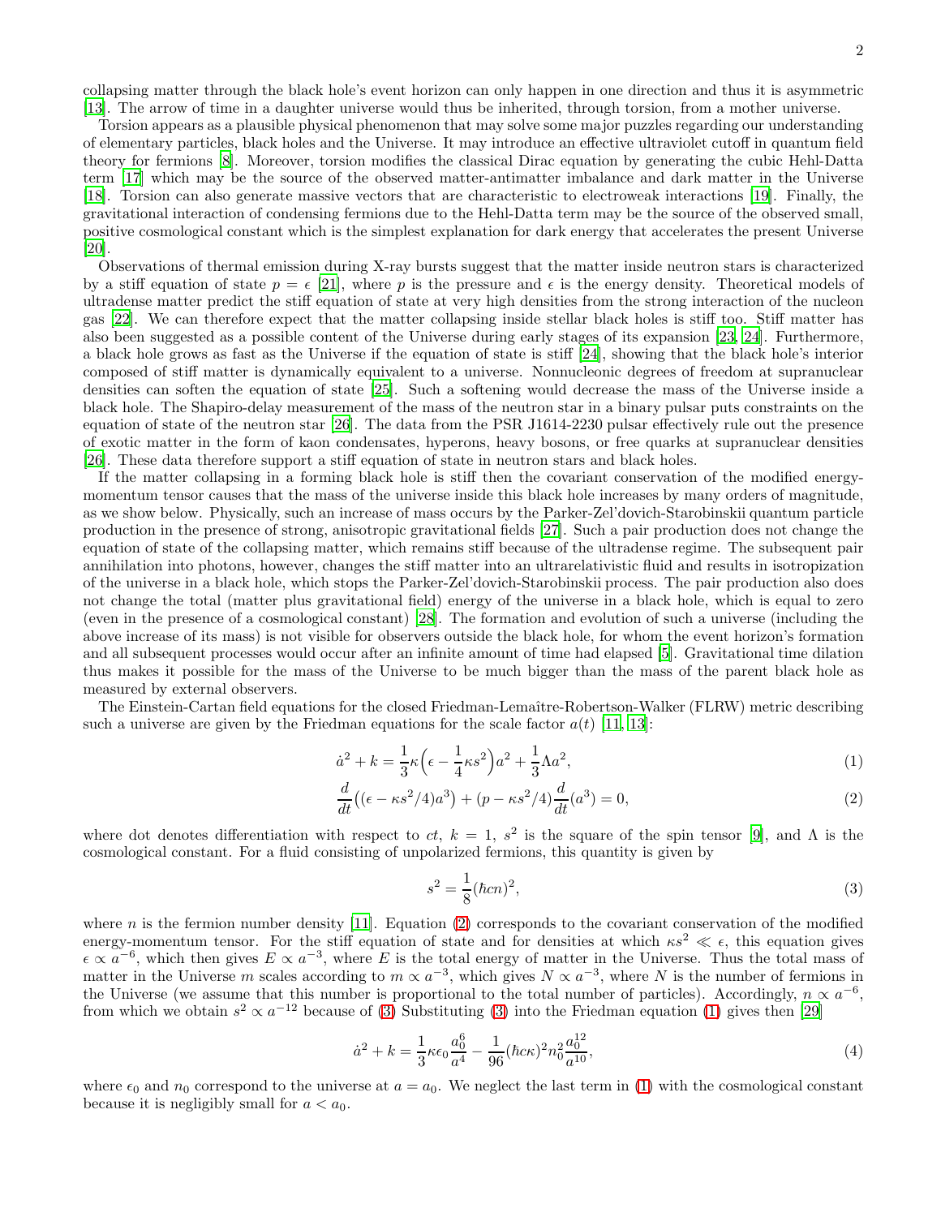collapsing matter through the black hole's event horizon can only happen in one direction and thus it is asymmetric [13]. The arrow of time in a daughter universe would thus be inherited, through torsion, from a mother universe.

Torsion appears as a plausible physical phenomenon that may solve some major puzzles regarding our understanding of elementary particles, black holes and the Universe. It may introduce an effective ultraviolet cutoff in quantum field theory for fermions [8]. Moreover, torsion modifies the classical Dirac equation by generating the cubic Hehl-Datta term [17] which may be the source of the observed matter-antimatter imbalance and dark matter in the Universe [18]. Torsion can also generate massive vectors that are characteristic to electroweak interactions [19]. Finally, the gravitational interaction of condensing fermions due to the Hehl-Datta term may be the source of the observed small, positive cosmological constant which is the simplest explanation for dark energy that accelerates the present Universe [20].

Observations of thermal emission during X-ray bursts suggest that the matter inside neutron stars is characterized by a stiff equation of state $p = \epsilon$ [21], where $p$ is the pressure and $\epsilon$ is the energy density. Theoretical models of ultradense matter predict the stiff equation of state at very high densities from the strong interaction of the nucleon gas [22]. We can therefore expect that the matter collapsing inside stellar black holes is stiff too. Stiff matter has also been suggested as a possible content of the Universe during early stages of its expansion [23, 24]. Furthermore, a black hole grows as fast as the Universe if the equation of state is stiff [24], showing that the black hole's interior composed of stiff matter is dynamically equivalent to a universe. Nonnucleonic degrees of freedom at supranuclear densities can soften the equation of state [25]. Such a softening would decrease the mass of the Universe inside a black hole. The Shapiro-delay measurement of the mass of the neutron star in a binary pulsar puts constraints on the equation of state of the neutron star [26]. The data from the PSR J1614-2230 pulsar effectively rule out the presence of exotic matter in the form of kaon condensates, hyperons, heavy bosons, or free quarks at supranuclear densities [26]. These data therefore support a stiff equation of state in neutron stars and black holes.

If the matter collapsing in a forming black hole is stiff then the covariant conservation of the modified energy-momentum tensor causes that the mass of the universe inside this black hole increases by many orders of magnitude, as we show below. Physically, such an increase of mass occurs by the Parker-Zel'dovich-Starobinskii quantum particle production in the presence of strong, anisotropic gravitational fields [27]. Such a pair production does not change the equation of state of the collapsing matter, which remains stiff because of the ultradense regime. The subsequent pair annihilation into photons, however, changes the stiff matter into an ultrarelativistic fluid and results in isotropization of the universe in a black hole, which stops the Parker-Zel'dovich-Starobinskii process. The pair production also does not change the total (matter plus gravitational field) energy of the universe in a black hole, which is equal to zero (even in the presence of a cosmological constant) [28]. The formation and evolution of such a universe (including the above increase of its mass) is not visible for observers outside the black hole, for whom the event horizon's formation and all subsequent processes would occur after an infinite amount of time had elapsed [5]. Gravitational time dilation thus makes it possible for the mass of the Universe to be much bigger than the mass of the parent black hole as measured by external observers.

The Einstein-Cartan field equations for the closed Friedman-Lemaître-Robertson-Walker (FLRW) metric describing such a universe are given by the Friedman equations for the scale factor $a(t)$ [11, 13]:

$$\dot{a}^2 + k = \frac{1}{3}\kappa\Big(\epsilon - \frac{1}{4}\kappa s^2\Big)a^2 + \frac{1}{3}\Lambda a^2, \tag{1}$$

$$\frac{d}{dt}\big((\epsilon - \kappa s^2/4)a^3\big) + (p - \kappa s^2/4)\frac{d}{dt}(a^3) = 0, \tag{2}$$

where dot denotes differentiation with respect to $ct$, $k = 1$, $s^2$ is the square of the spin tensor [9], and $\Lambda$ is the cosmological constant. For a fluid consisting of unpolarized fermions, this quantity is given by

$$s^2 = \frac{1}{8}(\hbar c n)^2, \tag{3}$$

where $n$ is the fermion number density [11]. Equation (2) corresponds to the covariant conservation of the modified energy-momentum tensor. For the stiff equation of state and for densities at which $\kappa s^2 \ll \epsilon$, this equation gives $\epsilon \propto a^{-6}$, which then gives $E \propto a^{-3}$, where $E$ is the total energy of matter in the Universe. Thus the total mass of matter in the Universe $m$ scales according to $m \propto a^{-3}$, which gives $N \propto a^{-3}$, where $N$ is the number of fermions in the Universe (we assume that this number is proportional to the total number of particles). Accordingly, $n \propto a^{-6}$, from which we obtain $s^2 \propto a^{-12}$ because of (3) Substituting (3) into the Friedman equation (1) gives then [29]

$$\dot{a}^2 + k = \frac{1}{3}\kappa\epsilon_0\frac{a_0^6}{a^4} - \frac{1}{96}(\hbar c\kappa)^2 n_0^2\frac{a_0^{12}}{a^{10}}, \tag{4}$$

where $\epsilon_0$ and $n_0$ correspond to the universe at $a = a_0$. We neglect the last term in (1) with the cosmological constant because it is negligibly small for $a < a_0$.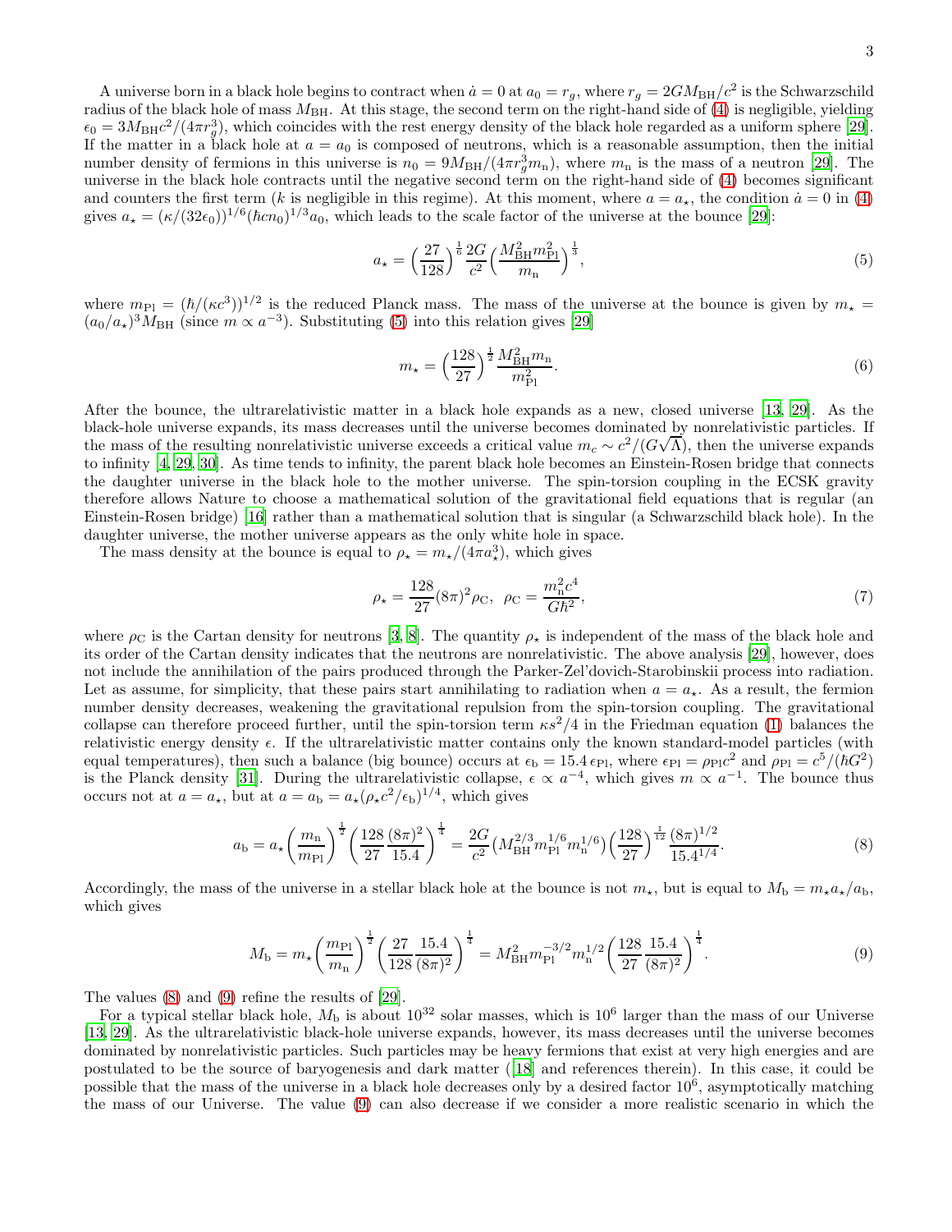A universe born in a black hole begins to contract when $\dot{a} = 0$ at $a_0 = r_g$, where $r_g = 2GM_{\rm BH}/c^2$ is the Schwarzschild radius of the black hole of mass $M_{\rm BH}$. At this stage, the second term on the right-hand side of (4) is negligible, yielding $\epsilon_0 = 3M_{\rm BH}c^2/(4\pi r_g^3)$, which coincides with the rest energy density of the black hole regarded as a uniform sphere [29]. If the matter in a black hole at $a = a_0$ is composed of neutrons, which is a reasonable assumption, then the initial number density of fermions in this universe is $n_0 = 9M_{\rm BH}/(4\pi r_g^3 m_{\rm n})$, where $m_{\rm n}$ is the mass of a neutron [29]. The universe in the black hole contracts until the negative second term on the right-hand side of (4) becomes significant and counters the first term ($k$ is negligible in this regime). At this moment, where $a = a_\star$, the condition $\dot{a} = 0$ in (4) gives $a_\star = (\kappa/(32\epsilon_0))^{1/6}(\hbar c n_0)^{1/3} a_0$, which leads to the scale factor of the universe at the bounce [29]:

$$a_\star = \Big(\frac{27}{128}\Big)^{\frac{1}{6}}\frac{2G}{c^2}\Big(\frac{M_{\rm BH}^2 m_{\rm Pl}^2}{m_{\rm n}}\Big)^{\frac{1}{3}}, \tag{5}$$

where $m_{\rm Pl} = (\hbar/(\kappa c^3))^{1/2}$ is the reduced Planck mass. The mass of the universe at the bounce is given by $m_\star = (a_0/a_\star)^3 M_{\rm BH}$ (since $m \propto a^{-3}$). Substituting (5) into this relation gives [29]

$$m_\star = \Big(\frac{128}{27}\Big)^{\frac{1}{2}}\frac{M_{\rm BH}^2 m_{\rm n}}{m_{\rm Pl}^2}. \tag{6}$$

After the bounce, the ultrarelativistic matter in a black hole expands as a new, closed universe [13, 29]. As the black-hole universe expands, its mass decreases until the universe becomes dominated by nonrelativistic particles. If the mass of the resulting nonrelativistic universe exceeds a critical value $m_c \sim c^2/(G\sqrt{\Lambda})$, then the universe expands to infinity [4, 29, 30]. As time tends to infinity, the parent black hole becomes an Einstein-Rosen bridge that connects the daughter universe in the black hole to the mother universe. The spin-torsion coupling in the ECSK gravity therefore allows Nature to choose a mathematical solution of the gravitational field equations that is regular (an Einstein-Rosen bridge) [16] rather than a mathematical solution that is singular (a Schwarzschild black hole). In the daughter universe, the mother universe appears as the only white hole in space.

The mass density at the bounce is equal to $\rho_\star = m_\star/(4\pi a_\star^3)$, which gives

$$\rho_\star = \frac{128}{27}(8\pi)^2\rho_{\rm C}, \ \ \rho_{\rm C} = \frac{m_{\rm n}^2 c^4}{G\hbar^2}, \tag{7}$$

where $\rho_{\rm C}$ is the Cartan density for neutrons [3, 8]. The quantity $\rho_\star$ is independent of the mass of the black hole and its order of the Cartan density indicates that the neutrons are nonrelativistic. The above analysis [29], however, does not include the annihilation of the pairs produced through the Parker-Zel'dovich-Starobinskii process into radiation. Let as assume, for simplicity, that these pairs start annihilating to radiation when $a = a_\star$. As a result, the fermion number density decreases, weakening the gravitational repulsion from the spin-torsion coupling. The gravitational collapse can therefore proceed further, until the spin-torsion term $\kappa s^2/4$ in the Friedman equation (1) balances the relativistic energy density $\epsilon$. If the ultrarelativistic matter contains only the known standard-model particles (with equal temperatures), then such a balance (big bounce) occurs at $\epsilon_{\rm b} = 15.4\,\epsilon_{\rm Pl}$, where $\epsilon_{\rm Pl} = \rho_{\rm Pl}c^2$ and $\rho_{\rm Pl} = c^5/(\hbar G^2)$ is the Planck density [31]. During the ultrarelativistic collapse, $\epsilon \propto a^{-4}$, which gives $m \propto a^{-1}$. The bounce thus occurs not at $a = a_\star$, but at $a = a_{\rm b} = a_\star(\rho_\star c^2/\epsilon_{\rm b})^{1/4}$, which gives

$$a_{\rm b} = a_\star\Big(\frac{m_{\rm n}}{m_{\rm Pl}}\Big)^{\frac{1}{2}}\Big(\frac{128}{27}\frac{(8\pi)^2}{15.4}\Big)^{\frac{1}{4}} = \frac{2G}{c^2}\big(M_{\rm BH}^{2/3}m_{\rm Pl}^{1/6}m_{\rm n}^{1/6}\big)\Big(\frac{128}{27}\Big)^{\frac{1}{12}}\frac{(8\pi)^{1/2}}{15.4^{1/4}}. \tag{8}$$

Accordingly, the mass of the universe in a stellar black hole at the bounce is not $m_\star$, but is equal to $M_{\rm b} = m_\star a_\star/a_{\rm b}$, which gives

$$M_{\rm b} = m_\star\Big(\frac{m_{\rm Pl}}{m_{\rm n}}\Big)^{\frac{1}{2}}\Big(\frac{27}{128}\frac{15.4}{(8\pi)^2}\Big)^{\frac{1}{4}} = M_{\rm BH}^2 m_{\rm Pl}^{-3/2}m_{\rm n}^{1/2}\Big(\frac{128}{27}\frac{15.4}{(8\pi)^2}\Big)^{\frac{1}{4}}. \tag{9}$$

The values (8) and (9) refine the results of [29].

For a typical stellar black hole, $M_{\rm b}$ is about $10^{32}$ solar masses, which is $10^6$ larger than the mass of our Universe [13, 29]. As the ultrarelativistic black-hole universe expands, however, its mass decreases until the universe becomes dominated by nonrelativistic particles. Such particles may be heavy fermions that exist at very high energies and are postulated to be the source of baryogenesis and dark matter ([18] and references therein). In this case, it could be possible that the mass of the universe in a black hole decreases only by a desired factor $10^6$, asymptotically matching the mass of our Universe. The value (9) can also decrease if we consider a more realistic scenario in which the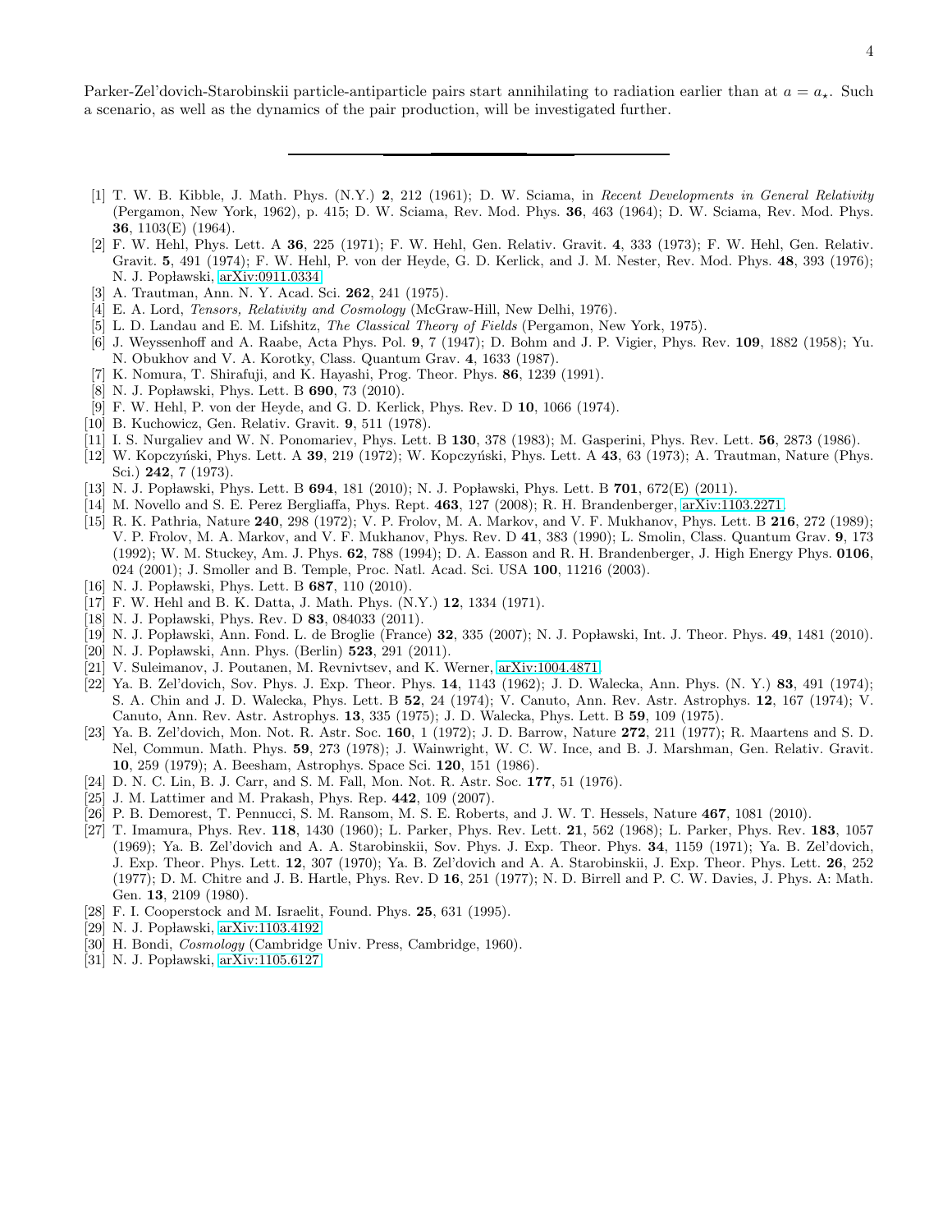Parker-Zel'dovich-Starobinskii particle-antiparticle pairs start annihilating to radiation earlier than at $a = a_\star$. Such a scenario, as well as the dynamics of the pair production, will be investigated further.

---

[1] T. W. B. Kibble, J. Math. Phys. (N.Y.) **2**, 212 (1961); D. W. Sciama, in *Recent Developments in General Relativity* (Pergamon, New York, 1962), p. 415; D. W. Sciama, Rev. Mod. Phys. **36**, 463 (1964); D. W. Sciama, Rev. Mod. Phys. **36**, 1103(E) (1964).

[2] F. W. Hehl, Phys. Lett. A **36**, 225 (1971); F. W. Hehl, Gen. Relativ. Gravit. **4**, 333 (1973); F. W. Hehl, Gen. Relativ. Gravit. **5**, 491 (1974); F. W. Hehl, P. von der Heyde, G. D. Kerlick, and J. M. Nester, Rev. Mod. Phys. **48**, 393 (1976); N. J. Popławski, arXiv:0911.0334.

[3] A. Trautman, Ann. N. Y. Acad. Sci. **262**, 241 (1975).

[4] E. A. Lord, *Tensors, Relativity and Cosmology* (McGraw-Hill, New Delhi, 1976).

[5] L. D. Landau and E. M. Lifshitz, *The Classical Theory of Fields* (Pergamon, New York, 1975).

[6] J. Weyssenhoff and A. Raabe, Acta Phys. Pol. **9**, 7 (1947); D. Bohm and J. P. Vigier, Phys. Rev. **109**, 1882 (1958); Yu. N. Obukhov and V. A. Korotky, Class. Quantum Grav. **4**, 1633 (1987).

[7] K. Nomura, T. Shirafuji, and K. Hayashi, Prog. Theor. Phys. **86**, 1239 (1991).

[8] N. J. Popławski, Phys. Lett. B **690**, 73 (2010).

[9] F. W. Hehl, P. von der Heyde, and G. D. Kerlick, Phys. Rev. D **10**, 1066 (1974).

[10] B. Kuchowicz, Gen. Relativ. Gravit. **9**, 511 (1978).

[11] I. S. Nurgaliev and W. N. Ponomariev, Phys. Lett. B **130**, 378 (1983); M. Gasperini, Phys. Rev. Lett. **56**, 2873 (1986).

[12] W. Kopczyński, Phys. Lett. A **39**, 219 (1972); W. Kopczyński, Phys. Lett. A **43**, 63 (1973); A. Trautman, Nature (Phys. Sci.) **242**, 7 (1973).

[13] N. J. Popławski, Phys. Lett. B **694**, 181 (2010); N. J. Popławski, Phys. Lett. B **701**, 672(E) (2011).

[14] M. Novello and S. E. Perez Bergliaffa, Phys. Rept. **463**, 127 (2008); R. H. Brandenberger, arXiv:1103.2271.

[15] R. K. Pathria, Nature **240**, 298 (1972); V. P. Frolov, M. A. Markov, and V. F. Mukhanov, Phys. Lett. B **216**, 272 (1989); V. P. Frolov, M. A. Markov, and V. F. Mukhanov, Phys. Rev. D **41**, 383 (1990); L. Smolin, Class. Quantum Grav. **9**, 173 (1992); W. M. Stuckey, Am. J. Phys. **62**, 788 (1994); D. A. Easson and R. H. Brandenberger, J. High Energy Phys. **0106**, 024 (2001); J. Smoller and B. Temple, Proc. Natl. Acad. Sci. USA **100**, 11216 (2003).

[16] N. J. Popławski, Phys. Lett. B **687**, 110 (2010).

[17] F. W. Hehl and B. K. Datta, J. Math. Phys. (N.Y.) **12**, 1334 (1971).

[18] N. J. Popławski, Phys. Rev. D **83**, 084033 (2011).

[19] N. J. Popławski, Ann. Fond. L. de Broglie (France) **32**, 335 (2007); N. J. Popławski, Int. J. Theor. Phys. **49**, 1481 (2010).

[20] N. J. Popławski, Ann. Phys. (Berlin) **523**, 291 (2011).

[21] V. Suleimanov, J. Poutanen, M. Revnivtsev, and K. Werner, arXiv:1004.4871.

[22] Ya. B. Zel'dovich, Sov. Phys. J. Exp. Theor. Phys. **14**, 1143 (1962); J. D. Walecka, Ann. Phys. (N. Y.) **83**, 491 (1974); S. A. Chin and J. D. Walecka, Phys. Lett. B **52**, 24 (1974); V. Canuto, Ann. Rev. Astr. Astrophys. **12**, 167 (1974); V. Canuto, Ann. Rev. Astr. Astrophys. **13**, 335 (1975); J. D. Walecka, Phys. Lett. B **59**, 109 (1975).

[23] Ya. B. Zel'dovich, Mon. Not. R. Astr. Soc. **160**, 1 (1972); J. D. Barrow, Nature **272**, 211 (1977); R. Maartens and S. D. Nel, Commun. Math. Phys. **59**, 273 (1978); J. Wainwright, W. C. W. Ince, and B. J. Marshman, Gen. Relativ. Gravit. **10**, 259 (1979); A. Beesham, Astrophys. Space Sci. **120**, 151 (1986).

[24] D. N. C. Lin, B. J. Carr, and S. M. Fall, Mon. Not. R. Astr. Soc. **177**, 51 (1976).

[25] J. M. Lattimer and M. Prakash, Phys. Rep. **442**, 109 (2007).

[26] P. B. Demorest, T. Pennucci, S. M. Ransom, M. S. E. Roberts, and J. W. T. Hessels, Nature **467**, 1081 (2010).

[27] T. Imamura, Phys. Rev. **118**, 1430 (1960); L. Parker, Phys. Rev. Lett. **21**, 562 (1968); L. Parker, Phys. Rev. **183**, 1057 (1969); Ya. B. Zel'dovich and A. A. Starobinskii, Sov. Phys. J. Exp. Theor. Phys. **34**, 1159 (1971); Ya. B. Zel'dovich, J. Exp. Theor. Phys. Lett. **12**, 307 (1970); Ya. B. Zel'dovich and A. A. Starobinskii, J. Exp. Theor. Phys. Lett. **26**, 252 (1977); D. M. Chitre and J. B. Hartle, Phys. Rev. D **16**, 251 (1977); N. D. Birrell and P. C. W. Davies, J. Phys. A: Math. Gen. **13**, 2109 (1980).

[28] F. I. Cooperstock and M. Israelit, Found. Phys. **25**, 631 (1995).

[29] N. J. Popławski, arXiv:1103.4192.

[30] H. Bondi, *Cosmology* (Cambridge Univ. Press, Cambridge, 1960).

[31] N. J. Popławski, arXiv:1105.6127.